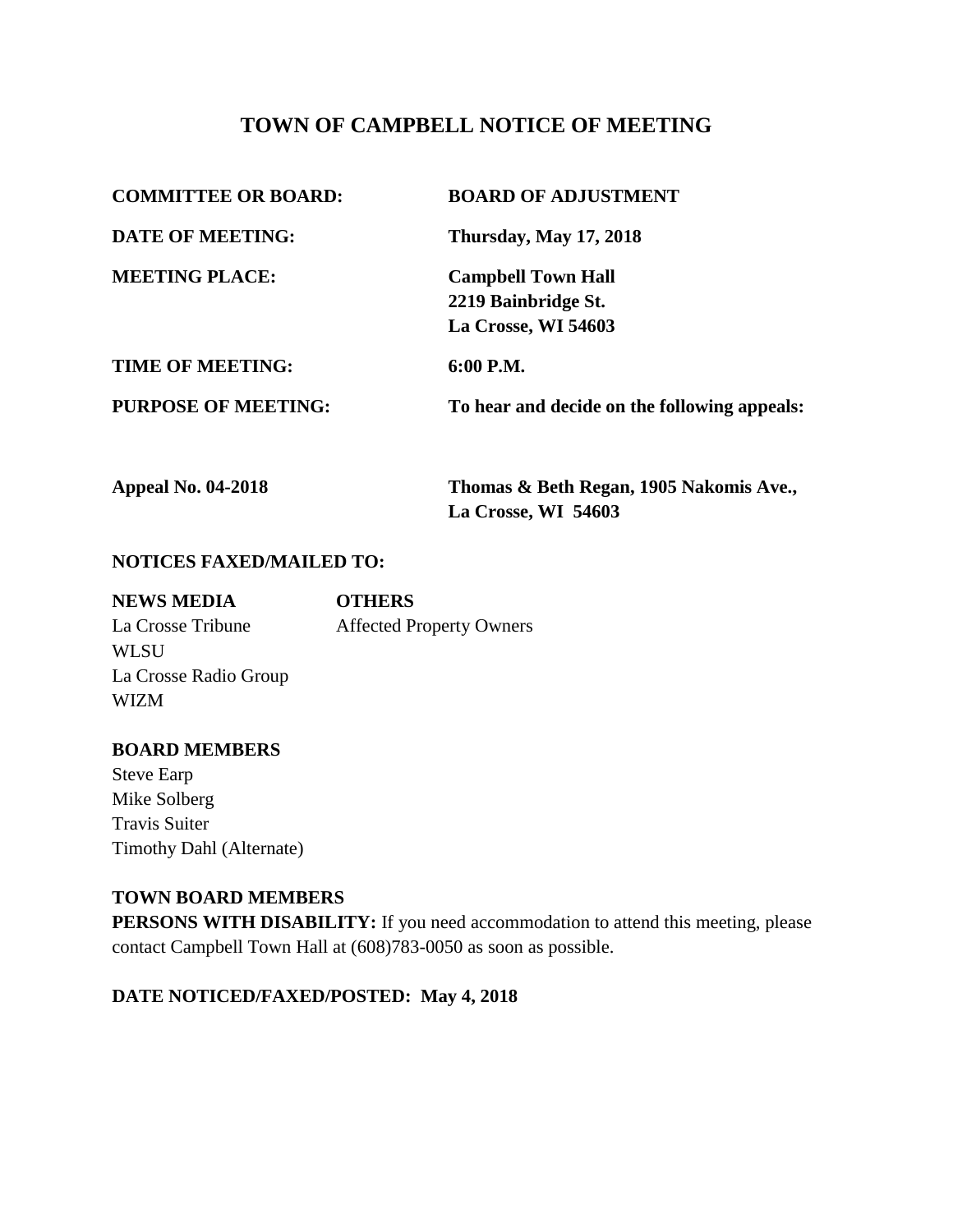# TOWN OF CAMPBELL NOTICE OF MEETING

| | |
|---|---|
| **COMMITTEE OR BOARD:** | **BOARD OF ADJUSTMENT** |
| **DATE OF MEETING:** | **Thursday, May 17, 2018** |
| **MEETING PLACE:** | **Campbell Town Hall**<br>**2219 Bainbridge St.**<br>**La Crosse, WI 54603** |
| **TIME OF MEETING:** | **6:00 P.M.** |
| **PURPOSE OF MEETING:** | **To hear and decide on the following appeals:** |
| **Appeal No. 04-2018** | **Thomas & Beth Regan, 1905 Nakomis Ave., La Crosse, WI 54603** |

**NOTICES FAXED/MAILED TO:**

| **NEWS MEDIA** | **OTHERS** |
|---|---|
| La Crosse Tribune | Affected Property Owners |
| WLSU | |
| La Crosse Radio Group | |
| WIZM | |

**BOARD MEMBERS**

Steve Earp
Mike Solberg
Travis Suiter
Timothy Dahl (Alternate)

**TOWN BOARD MEMBERS**

**PERSONS WITH DISABILITY:** If you need accommodation to attend this meeting, please contact Campbell Town Hall at (608)783-0050 as soon as possible.

**DATE NOTICED/FAXED/POSTED: May 4, 2018**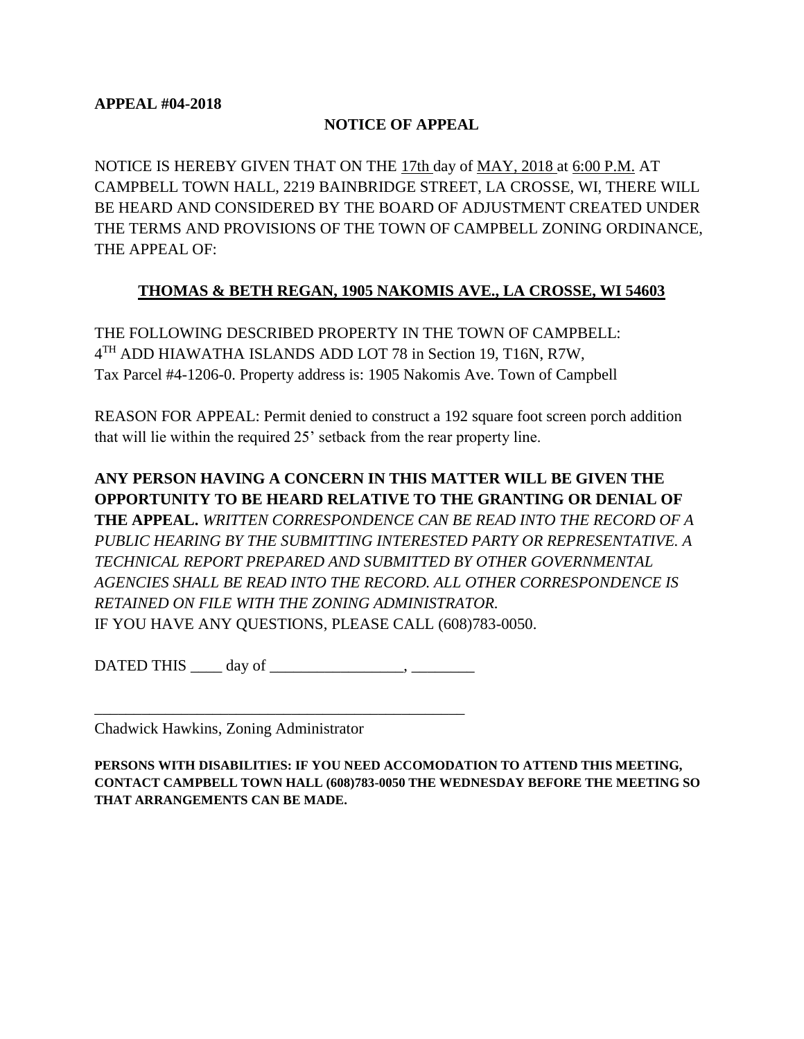**APPEAL #04-2018**

**NOTICE OF APPEAL**

NOTICE IS HEREBY GIVEN THAT ON THE 17th day of MAY, 2018 at 6:00 P.M. AT CAMPBELL TOWN HALL, 2219 BAINBRIDGE STREET, LA CROSSE, WI, THERE WILL BE HEARD AND CONSIDERED BY THE BOARD OF ADJUSTMENT CREATED UNDER THE TERMS AND PROVISIONS OF THE TOWN OF CAMPBELL ZONING ORDINANCE, THE APPEAL OF:

**THOMAS & BETH REGAN, 1905 NAKOMIS AVE., LA CROSSE, WI 54603**

THE FOLLOWING DESCRIBED PROPERTY IN THE TOWN OF CAMPBELL:
4TH ADD HIAWATHA ISLANDS ADD LOT 78 in Section 19, T16N, R7W,
Tax Parcel #4-1206-0. Property address is: 1905 Nakomis Ave. Town of Campbell

REASON FOR APPEAL: Permit denied to construct a 192 square foot screen porch addition that will lie within the required 25' setback from the rear property line.

**ANY PERSON HAVING A CONCERN IN THIS MATTER WILL BE GIVEN THE OPPORTUNITY TO BE HEARD RELATIVE TO THE GRANTING OR DENIAL OF THE APPEAL.** *WRITTEN CORRESPONDENCE CAN BE READ INTO THE RECORD OF A PUBLIC HEARING BY THE SUBMITTING INTERESTED PARTY OR REPRESENTATIVE. A TECHNICAL REPORT PREPARED AND SUBMITTED BY OTHER GOVERNMENTAL AGENCIES SHALL BE READ INTO THE RECORD. ALL OTHER CORRESPONDENCE IS RETAINED ON FILE WITH THE ZONING ADMINISTRATOR.*
IF YOU HAVE ANY QUESTIONS, PLEASE CALL (608)783-0050.

DATED THIS ____ day of _________________, ________

_________________________________________________
Chadwick Hawkins, Zoning Administrator

**PERSONS WITH DISABILITIES: IF YOU NEED ACCOMODATION TO ATTEND THIS MEETING, CONTACT CAMPBELL TOWN HALL (608)783-0050 THE WEDNESDAY BEFORE THE MEETING SO THAT ARRANGEMENTS CAN BE MADE.**